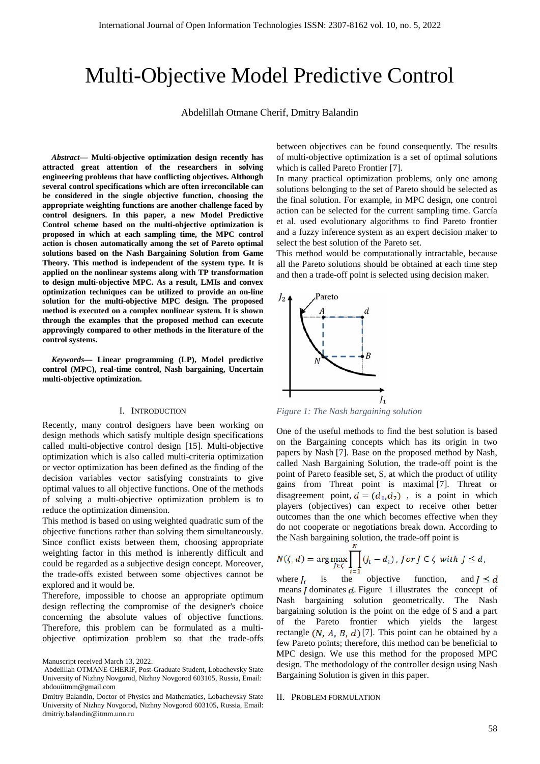# Multi-Objective Model Predictive Control

Abdelillah Otmane Cherif, Dmitry Balandin

***Abstract*— Multi-objective optimization design recently has attracted great attention of the researchers in solving engineering problems that have conflicting objectives. Although several control specifications which are often irreconcilable can be considered in the single objective function, choosing the appropriate weighting functions are another challenge faced by control designers. In this paper, a new Model Predictive Control scheme based on the multi-objective optimization is proposed in which at each sampling time, the MPC control action is chosen automatically among the set of Pareto optimal solutions based on the Nash Bargaining Solution from Game Theory. This method is independent of the system type. It is applied on the nonlinear systems along with TP transformation to design multi-objective MPC. As a result, LMIs and convex optimization techniques can be utilized to provide an on-line solution for the multi-objective MPC design. The proposed method is executed on a complex nonlinear system. It is shown through the examples that the proposed method can execute approvingly compared to other methods in the literature of the control systems.**

***Keywords*— Linear programming (LP), Model predictive control (MPC), real-time control, Nash bargaining, Uncertain multi-objective optimization.**

## I. Introduction

Recently, many control designers have been working on design methods which satisfy multiple design specifications called multi-objective control design [15]. Multi-objective optimization which is also called multi-criteria optimization or vector optimization has been defined as the finding of the decision variables vector satisfying constraints to give optimal values to all objective functions. One of the methods of solving a multi-objective optimization problem is to reduce the optimization dimension.

This method is based on using weighted quadratic sum of the objective functions rather than solving them simultaneously. Since conflict exists between them, choosing appropriate weighting factor in this method is inherently difficult and could be regarded as a subjective design concept. Moreover, the trade-offs existed between some objectives cannot be explored and it would be.

Therefore, impossible to choose an appropriate optimum design reflecting the compromise of the designer's choice concerning the absolute values of objective functions. Therefore, this problem can be formulated as a multi-objective optimization problem so that the trade-offs between objectives can be found consequently. The results of multi-objective optimization is a set of optimal solutions which is called Pareto Frontier [7].

In many practical optimization problems, only one among solutions belonging to the set of Pareto should be selected as the final solution. For example, in MPC design, one control action can be selected for the current sampling time. García et al. used evolutionary algorithms to find Pareto frontier and a fuzzy inference system as an expert decision maker to select the best solution of the Pareto set.

This method would be computationally intractable, because all the Pareto solutions should be obtained at each time step and then a trade-off point is selected using decision maker.

*Figure 1: The Nash bargaining solution*

One of the useful methods to find the best solution is based on the Bargaining concepts which has its origin in two papers by Nash [7]. Base on the proposed method by Nash, called Nash Bargaining Solution, the trade-off point is the point of Pareto feasible set, S, at which the product of utility gains from Threat point is maximal [7]. Threat or disagreement point, $d = (d_1, d_2)$ , is a point in which players (objectives) can expect to receive other better outcomes than the one which becomes effective when they do not cooperate or negotiations break down. According to the Nash bargaining solution, the trade-off point is

$$N(\zeta, d) = \arg\max_{J\in\zeta} \prod_{i=1}^{N} (J_i - d_i)\,,\; for\; J \in \zeta \; with \; J \preceq d,$$

where $J_i$ is the objective function, and $J \preceq d$ means $J$ dominates $d$. Figure 1 illustrates the concept of Nash bargaining solution geometrically. The Nash bargaining solution is the point on the edge of S and a part of the Pareto frontier which yields the largest rectangle $(N, A, B, d)$ [7]. This point can be obtained by a few Pareto points; therefore, this method can be beneficial to MPC design. We use this method for the proposed MPC design. The methodology of the controller design using Nash Bargaining Solution is given in this paper.

## II. Problem formulation

Manuscript received March 13, 2022.

Abdelillah OTMANE CHERIF, Post-Graduate Student, Lobachevsky State University of Nizhny Novgorod, Nizhny Novgorod 603105, Russia, Email: abdouiitmm@gmail.com

Dmitry Balandin, Doctor of Physics and Mathematics, Lobachevsky State University of Nizhny Novgorod, Nizhny Novgorod 603105, Russia, Email: dmitriy.balandin@itmm.unn.ru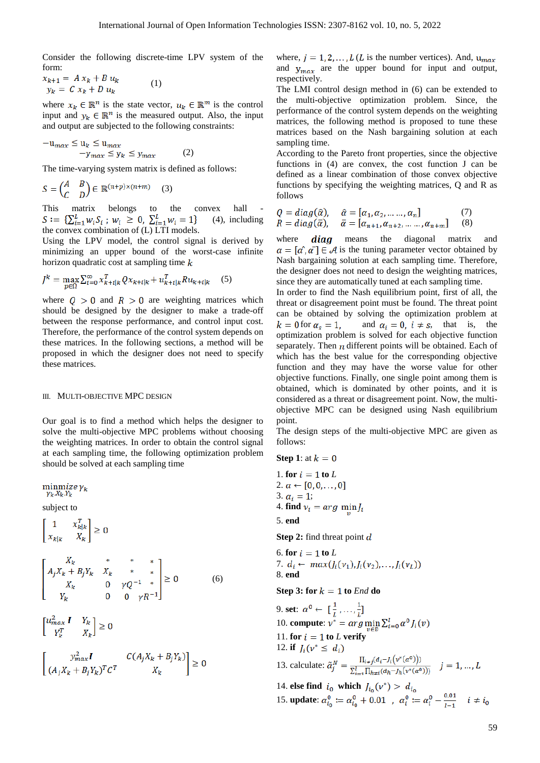Consider the following discrete-time LPV system of the form:

$$\begin{aligned} x_{k+1} &= A\,x_k + B\,u_k \\ y_k &= C\,x_k + D\,u_k \end{aligned} \qquad (1)$$

where $x_k \in \mathbb{R}^n$ is the state vector, $u_k \in \mathbb{R}^m$ is the control input and $y_k \in \mathbb{R}^n$ is the measured output. Also, the input and output are subjected to the following constraints:

$$\begin{aligned} -u_{max} &\leq u_k \leq u_{max} \\ -y_{max} &\leq y_k \leq y_{max} \end{aligned} \qquad (2)$$

The time-varying system matrix is defined as follows:

$$S = \begin{pmatrix} A & B \\ C & D \end{pmatrix} \in \mathbb{R}^{(n+p)\times(n+m)} \qquad (3)$$

This matrix belongs to the convex hall - $S := \{\sum_{i=1}^{L} w_i S_i \; ; \; w_i \geq 0, \; \sum_{i=1}^{L} w_i = 1\}$ (4), including the convex combination of (L) LTI models.

Using the LPV model, the control signal is derived by minimizing an upper bound of the worst-case infinite horizon quadratic cost at sampling time $k$

$$J^k = \max_{p\in\Omega} \sum_{t=0}^{\infty} x_{k+t|k}^T Q x_{k+t|k} + u_{k+t|k}^T R u_{k+t|k} \qquad (5)$$

where $Q > 0$ and $R > 0$ are weighting matrices which should be designed by the designer to make a trade-off between the response performance, and control input cost. Therefore, the performance of the control system depends on these matrices. In the following sections, a method will be proposed in which the designer does not need to specify these matrices.

## III. Multi-objective MPC Design

Our goal is to find a method which helps the designer to solve the multi-objective MPC problems without choosing the weighting matrices. In order to obtain the control signal at each sampling time, the following optimization problem should be solved at each sampling time

$$\underset{\gamma_k, X_k, Y_k}{\text{minmize}}\; \gamma_k$$

subject to

$$\begin{bmatrix} 1 & x_{k|k}^T \\ x_{k|k} & X_k \end{bmatrix} \geq 0$$

$$\begin{bmatrix} X_k & * & * & * \\ A_j X_k + B_j Y_k & X_k & * & * \\ X_k & 0 & \gamma Q^{-1} & * \\ Y_k & 0 & 0 & \gamma R^{-1} \end{bmatrix} \geq 0 \qquad (6)$$

$$\begin{bmatrix} u_{max}^2 \boldsymbol{I} & Y_k \\ Y_k^T & X_k \end{bmatrix} \geq 0$$

$$\begin{bmatrix} y_{max}^2 \boldsymbol{I} & C(A_j X_k + B_j Y_k) \\ (A_j X_k + B_j Y_k)^T C^T & X_k \end{bmatrix} \geq 0$$

where, $j = 1, 2, \dots, L$ ($L$ is the number vertices). And, $u_{max}$ and $y_{max}$ are the upper bound for input and output, respectively.

The LMI control design method in (6) can be extended to the multi-objective optimization problem. Since, the performance of the control system depends on the weighting matrices, the following method is proposed to tune these matrices based on the Nash bargaining solution at each sampling time.

According to the Pareto front properties, since the objective functions in (4) are convex, the cost function J can be defined as a linear combination of those convex objective functions by specifying the weighting matrices, Q and R as follows

$$Q = diag(\hat{\alpha}), \quad \hat{\alpha} = [\alpha_1, \alpha_2, \dots \dots, \alpha_n] \qquad (7)$$

$$R = diag(\bar{\alpha}), \quad \bar{\alpha} = [\alpha_{n+1}, \alpha_{n+2}, \dots \dots, \alpha_{n+m}] \qquad (8)$$

where ***diag*** means the diagonal matrix and $\alpha = [\hat{\alpha}, \bar{\alpha}] \in \mathcal{A}$ is the tuning parameter vector obtained by Nash bargaining solution at each sampling time. Therefore, the designer does not need to design the weighting matrices, since they are automatically tuned at each sampling time.

In order to find the Nash equilibrium point, first of all, the threat or disagreement point must be found. The threat point can be obtained by solving the optimization problem at $k = 0$ for $\alpha_s = 1$, and $\alpha_i = 0, \; i \neq s$, that is, the optimization problem is solved for each objective function separately. Then $n$ different points will be obtained. Each of which has the best value for the corresponding objective function and they may have the worse value for other objective functions. Finally, one single point among them is obtained, which is dominated by other points, and it is considered as a threat or disagreement point. Now, the multi-objective MPC can be designed using Nash equilibrium point.

The design steps of the multi-objective MPC are given as follows:

**Step 1**: at $k = 0$

1. **for** $i = 1$ **to** $L$
2. $\alpha \leftarrow [0, 0, \dots, 0]$
3. $\alpha_i = 1$;
4. **find** $v_i = arg\,\min_{v} J_i$
5. **end**

**Step 2:** find threat point $d$

6. **for** $i = 1$ **to** $L$
7. $d_i \leftarrow max(J_i(v_1), J_i(v_2), \dots, J_i(v_L))$
8. **end**

**Step 3: for** $k = 1$ **to** $End$ **do**

9. **set**: $\alpha^0 \leftarrow [\frac{1}{L}, \dots, \frac{1}{L}]$
10. **compute**: $v^* = arg\,\min_{v\in\bar{v}} \sum_{i=0}^{l} \alpha^0 J_i(v)$
11. **for** $i = 1$ **to** $L$ **verify**
12. **if** $J_i(v^* \leq d_i)$
13. calculate: $\tilde{\alpha}_j^N = \dfrac{\Pi_{i\neq j}\left(d_i - J_i\left(v^*(\alpha^0)\right)\right)}{\sum_{i=1}^{l}\Pi_{h\neq i}\left(d_h - J_h\left(v^*(\alpha^0)\right)\right)} \quad j = 1, \dots, L$
14. **else find** $i_0$ **which** $J_{i_0}(v^*) > d_{i_0}$
15. **update**: $\alpha_{i_0}^0 := \alpha_{i_0}^0 + 0.01 \;,\; \alpha_i^0 := \alpha_i^0 - \frac{0.01}{l-1} \quad i \neq i_0$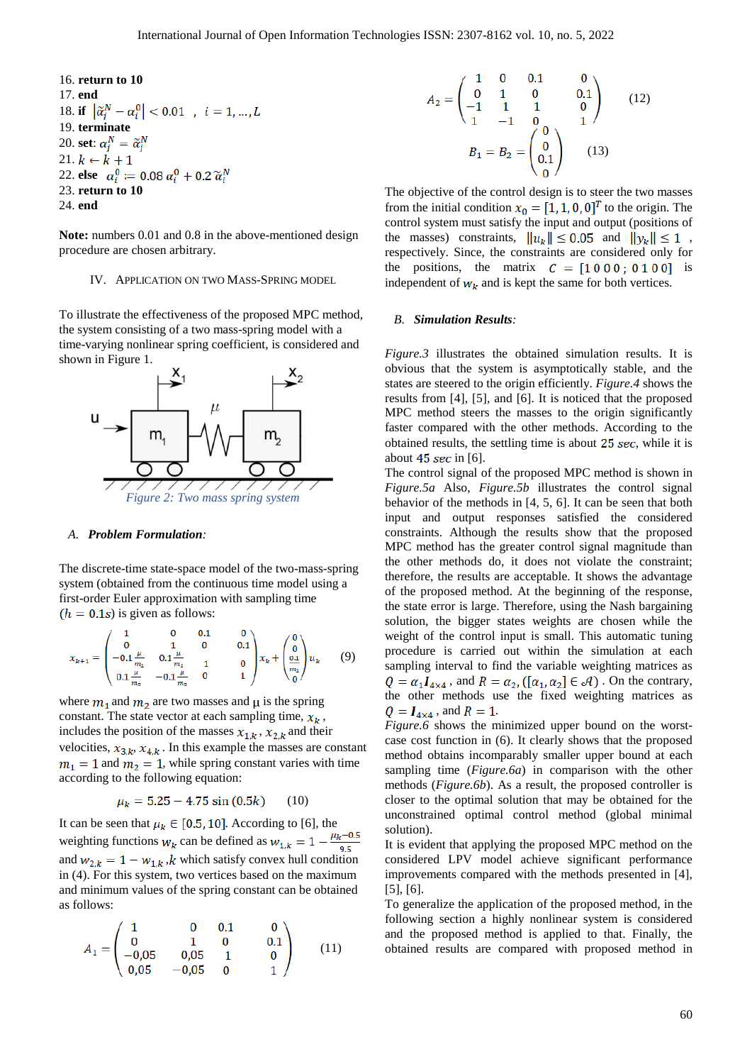16. **return to 10**
17. **end**
18. **if** $\left|\tilde{\alpha}_i^N - \alpha_i^0\right| < 0.01$ , $i = 1, \dots, L$
19. **terminate**
20. **set**: $\alpha_i^N = \tilde{\alpha}_i^N$
21. $k \leftarrow k + 1$
22. **else** $\alpha_i^0 := 0.08\,\alpha_i^0 + 0.2\,\tilde{\alpha}_i^N$
23. **return to 10**
24. **end**

**Note:** numbers 0.01 and 0.8 in the above-mentioned design procedure are chosen arbitrary.

## IV. Application on Two Mass-Spring Model

To illustrate the effectiveness of the proposed MPC method, the system consisting of a two mass-spring model with a time-varying nonlinear spring coefficient, is considered and shown in Figure 1.

*Figure 2: Two mass spring system*

### A. Problem Formulation:

The discrete-time state-space model of the two-mass-spring system (obtained from the continuous time model using a first-order Euler approximation with sampling time ($h = 0.1s$) is given as follows:

$$x_{k+1} = \begin{pmatrix} 1 & 0 & 0.1 & 0 \\ 0 & 1 & 0 & 0.1 \\ -0.1\frac{\mu}{m_1} & 0.1\frac{\mu}{m_1} & 1 & 0 \\ 0.1\frac{\mu}{m_2} & -0.1\frac{\mu}{m_2} & 0 & 1 \end{pmatrix} x_k + \begin{pmatrix} 0 \\ 0 \\ \frac{0.1}{m_1} \\ 0 \end{pmatrix} u_k \qquad (9)$$

where $m_1$ and $m_2$ are two masses and $\mu$ is the spring constant. The state vector at each sampling time, $x_k$, includes the position of the masses $x_{1,k}$, $x_{2,k}$ and their velocities, $x_{3,k}$, $x_{4,k}$. In this example the masses are constant $m_1 = 1$ and $m_2 = 1$, while spring constant varies with time according to the following equation:

$$\mu_k = 5.25 - 4.75\sin(0.5k) \qquad (10)$$

It can be seen that $\mu_k \in [0.5, 10]$. According to [6], the weighting functions $w_k$ can be defined as $w_{1,k} = 1 - \frac{\mu_k - 0.5}{9.5}$ and $w_{2,k} = 1 - w_{1,k}$, $k$ which satisfy convex hull condition in (4). For this system, two vertices based on the maximum and minimum values of the spring constant can be obtained as follows:

$$A_1 = \begin{pmatrix} 1 & 0 & 0.1 & 0 \\ 0 & 1 & 0 & 0.1 \\ -0{,}05 & 0{,}05 & 1 & 0 \\ 0{,}05 & -0{,}05 & 0 & 1 \end{pmatrix} \qquad (11)$$

$$A_2 = \begin{pmatrix} 1 & 0 & 0.1 & 0 \\ 0 & 1 & 0 & 0.1 \\ -1 & 1 & 1 & 0 \\ 1 & -1 & 0 & 1 \end{pmatrix} \qquad (12)$$

$$B_1 = B_2 = \begin{pmatrix} 0 \\ 0 \\ 0.1 \\ 0 \end{pmatrix} \qquad (13)$$

The objective of the control design is to steer the two masses from the initial condition $x_0 = [1, 1, 0, 0]^T$ to the origin. The control system must satisfy the input and output (positions of the masses) constraints, $\|u_k\| \leq 0.05$ and $\|y_k\| \leq 1$, respectively. Since, the constraints are considered only for the positions, the matrix $C = [1\,0\,0\,0\,;\,0\,1\,0\,0]$ is independent of $w_k$ and is kept the same for both vertices.

### B. Simulation Results:

*Figure.3* illustrates the obtained simulation results. It is obvious that the system is asymptotically stable, and the states are steered to the origin efficiently. *Figure.4* shows the results from [4], [5], and [6]. It is noticed that the proposed MPC method steers the masses to the origin significantly faster compared with the other methods. According to the obtained results, the settling time is about $25\ sec$, while it is about $45\ sec$ in [6].

The control signal of the proposed MPC method is shown in *Figure.5a* Also, *Figure.5b* illustrates the control signal behavior of the methods in [4, 5, 6]. It can be seen that both input and output responses satisfied the considered constraints. Although the results show that the proposed MPC method has the greater control signal magnitude than the other methods do, it does not violate the constraint; therefore, the results are acceptable. It shows the advantage of the proposed method. At the beginning of the response, the state error is large. Therefore, using the Nash bargaining solution, the bigger states weights are chosen while the weight of the control input is small. This automatic tuning procedure is carried out within the simulation at each sampling interval to find the variable weighting matrices as $Q = \alpha_1 I_{4\times4}$, and $R = \alpha_2$, $([\alpha_1, \alpha_2] \in \mathcal{A})$. On the contrary, the other methods use the fixed weighting matrices as $Q = I_{4\times4}$, and $R = 1$.

*Figure.6* shows the minimized upper bound on the worst-case cost function in (6). It clearly shows that the proposed method obtains incomparably smaller upper bound at each sampling time (*Figure.6a*) in comparison with the other methods (*Figure.6b*). As a result, the proposed controller is closer to the optimal solution that may be obtained for the unconstrained optimal control method (global minimal solution).

It is evident that applying the proposed MPC method on the considered LPV model achieve significant performance improvements compared with the methods presented in [4], [5], [6].

To generalize the application of the proposed method, in the following section a highly nonlinear system is considered and the proposed method is applied to that. Finally, the obtained results are compared with proposed method in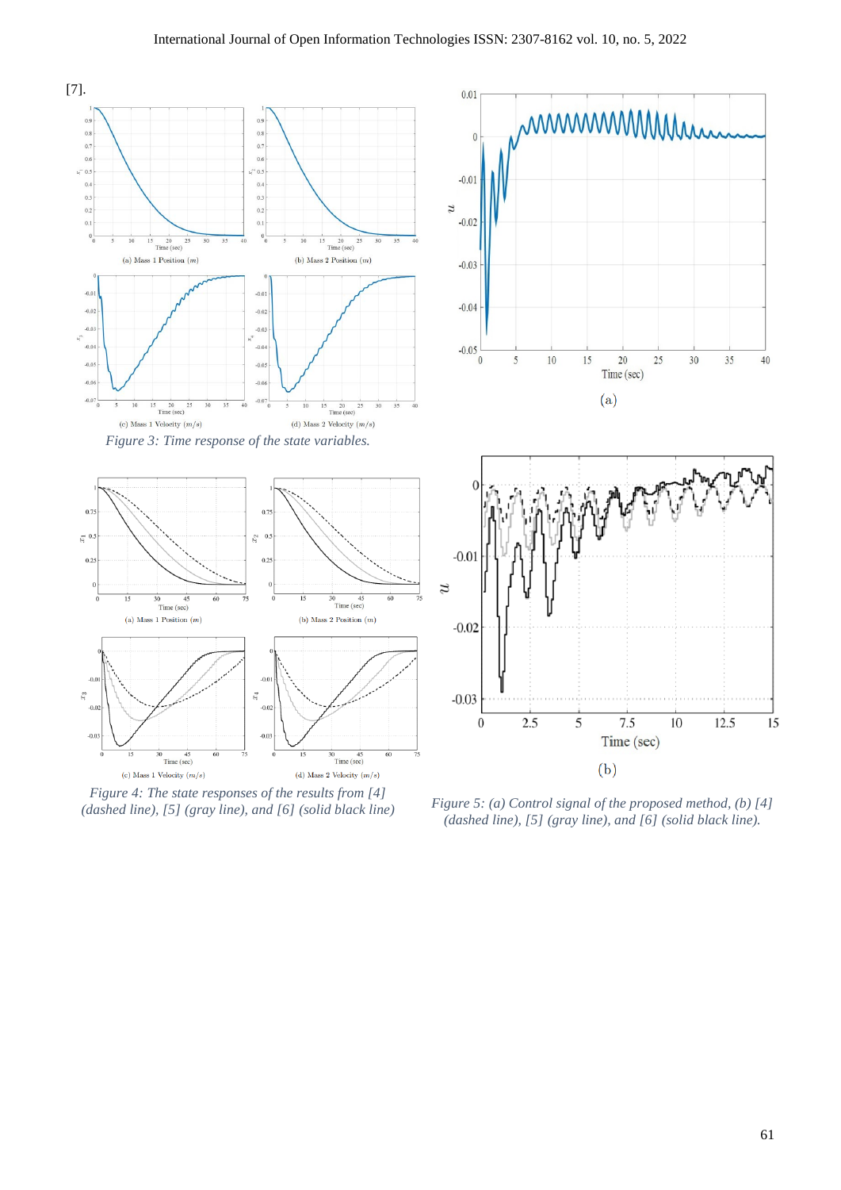[7].

*Figure 3: Time response of the state variables.*

*Figure 4: The state responses of the results from [4] (dashed line), [5] (gray line), and [6] (solid black line)*

*Figure 5: (a) Control signal of the proposed method, (b) [4] (dashed line), [5] (gray line), and [6] (solid black line).*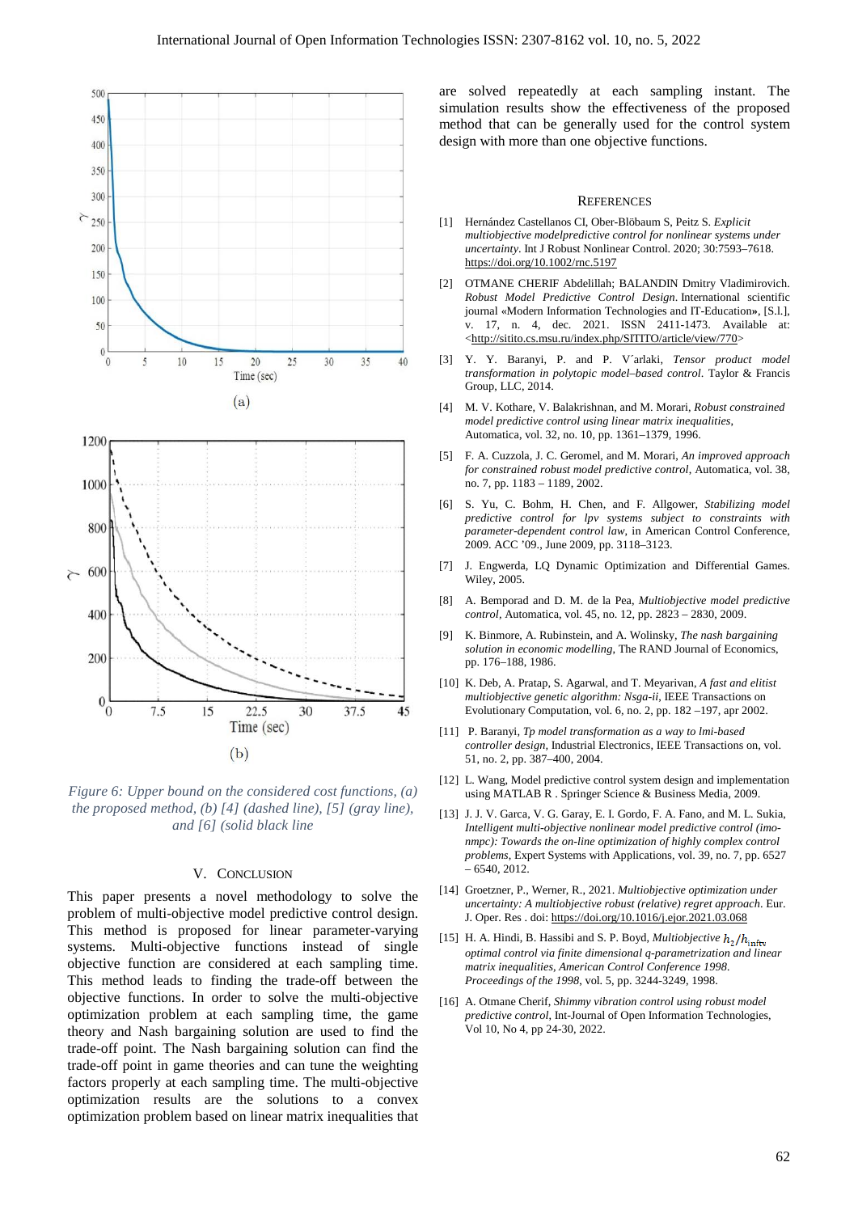500
450
400
350
300
250
200
150
100
50
0

$\gamma$

0 5 10 15 20 25 30 35 40

Time (sec)

(a)

1200
1000
800
600
400
200
0

$\gamma$

0 7.5 15 22.5 30 37.5 45

Time (sec)

(b)

*Figure 6: Upper bound on the considered cost functions, (a) the proposed method, (b) [4] (dashed line), [5] (gray line), and [6] (solid black line*

## V. CONCLUSION

This paper presents a novel methodology to solve the problem of multi-objective model predictive control design. This method is proposed for linear parameter-varying systems. Multi-objective functions instead of single objective function are considered at each sampling time. This method leads to finding the trade-off between the objective functions. In order to solve the multi-objective optimization problem at each sampling time, the game theory and Nash bargaining solution are used to find the trade-off point. The Nash bargaining solution can find the trade-off point in game theories and can tune the weighting factors properly at each sampling time. The multi-objective optimization results are the solutions to a convex optimization problem based on linear matrix inequalities that are solved repeatedly at each sampling instant. The simulation results show the effectiveness of the proposed method that can be generally used for the control system design with more than one objective functions.

## REFERENCES

[1] Hernández Castellanos CI, Ober-Blöbaum S, Peitz S. *Explicit multiobjective modelpredictive control for nonlinear systems under uncertainty*. Int J Robust Nonlinear Control. 2020; 30:7593–7618. https://doi.org/10.1002/rnc.5197

[2] OTMANE CHERIF Abdelillah; BALANDIN Dmitry Vladimirovich. *Robust Model Predictive Control Design*. International scientific journal «Modern Information Technologies and IT-Education», [S.l.], v. 17, n. 4, dec. 2021. ISSN 2411-1473. Available at: <http://sitito.cs.msu.ru/index.php/SITITO/article/view/770>

[3] Y. Y. Baranyi, P. and P. V´arlaki, *Tensor product model transformation in polytopic model–based control*. Taylor & Francis Group, LLC, 2014.

[4] M. V. Kothare, V. Balakrishnan, and M. Morari, *Robust constrained model predictive control using linear matrix inequalities*, Automatica, vol. 32, no. 10, pp. 1361–1379, 1996.

[5] F. A. Cuzzola, J. C. Geromel, and M. Morari, *An improved approach for constrained robust model predictive control*, Automatica, vol. 38, no. 7, pp. 1183 – 1189, 2002.

[6] S. Yu, C. Bohm, H. Chen, and F. Allgower, *Stabilizing model predictive control for lpv systems subject to constraints with parameter-dependent control law*, in American Control Conference, 2009. ACC '09., June 2009, pp. 3118–3123.

[7] J. Engwerda, LQ Dynamic Optimization and Differential Games. Wiley, 2005.

[8] A. Bemporad and D. M. de la Pea, *Multiobjective model predictive control*, Automatica, vol. 45, no. 12, pp. 2823 – 2830, 2009.

[9] K. Binmore, A. Rubinstein, and A. Wolinsky, *The nash bargaining solution in economic modelling*, The RAND Journal of Economics, pp. 176–188, 1986.

[10] K. Deb, A. Pratap, S. Agarwal, and T. Meyarivan, *A fast and elitist multiobjective genetic algorithm: Nsga-ii*, IEEE Transactions on Evolutionary Computation, vol. 6, no. 2, pp. 182 –197, apr 2002.

[11] P. Baranyi, *Tp model transformation as a way to lmi-based controller design*, Industrial Electronics, IEEE Transactions on, vol. 51, no. 2, pp. 387–400, 2004.

[12] L. Wang, Model predictive control system design and implementation using MATLAB R . Springer Science & Business Media, 2009.

[13] J. J. V. Garca, V. G. Garay, E. I. Gordo, F. A. Fano, and M. L. Sukia, *Intelligent multi-objective nonlinear model predictive control (imo-nmpc): Towards the on-line optimization of highly complex control problems*, Expert Systems with Applications, vol. 39, no. 7, pp. 6527 – 6540, 2012.

[14] Groetzner, P., Werner, R., 2021. *Multiobjective optimization under uncertainty: A multiobjective robust (relative) regret approach*. Eur. J. Oper. Res . doi: https://doi.org/10.1016/j.ejor.2021.03.068

[15] H. A. Hindi, B. Hassibi and S. P. Boyd, *Multiobjective $h_2/h_{\text{infty}}$ optimal control via finite dimensional q-parametrization and linear matrix inequalities, American Control Conference 1998. Proceedings of the 1998*, vol. 5, pp. 3244-3249, 1998.

[16] A. Otmane Cherif, *Shimmy vibration control using robust model predictive control*, Int-Journal of Open Information Technologies, Vol 10, No 4, pp 24-30, 2022.